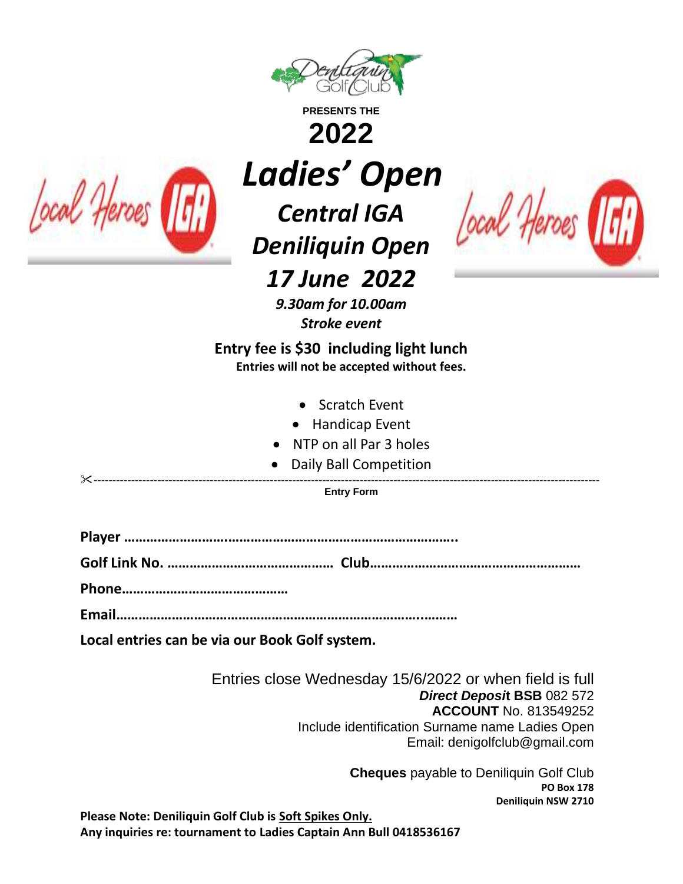PRESENTS THE

# 2022

# *Ladies' Open*

## *Central IGA Deniliquin Open*

## *17 June 2022*

***9.30am for 10.00am***

***Stroke event***

**Entry fee is $30 including light lunch**

**Entries will not be accepted without fees.**

- Scratch Event
- Handicap Event
- NTP on all Par 3 holes
- Daily Ball Competition

✂-----------------------------------------------------------------------------------------------------------------------------

**Entry Form**

**Player …………………………………………………………………………..**

**Golf Link No. …………………………………… Club………………………………………………**

**Phone……………………………………**

**Email………………………………………………………………………..………**

**Local entries can be via our Book Golf system.**

Entries close Wednesday 15/6/2022 or when field is full

***Direct Deposit* BSB** 082 572

**ACCOUNT** No. 813549252

Include identification Surname name Ladies Open

Email: denigolfclub@gmail.com

**Cheques** payable to Deniliquin Golf Club

**PO Box 178**

**Deniliquin NSW 2710**

**Please Note: Deniliquin Golf Club is Soft Spikes Only.**

**Any inquiries re: tournament to Ladies Captain Ann Bull 0418536167**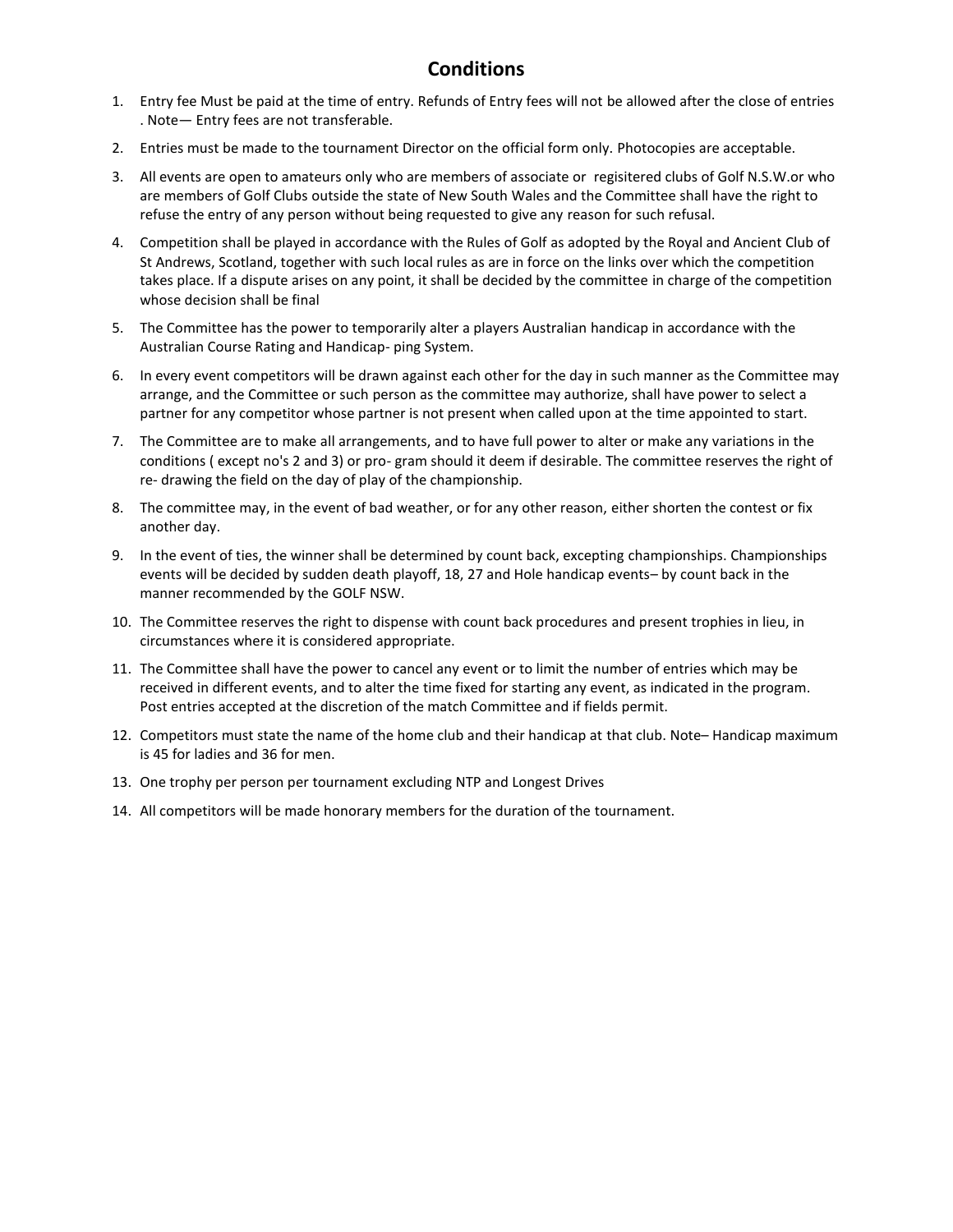# Conditions

1. Entry fee Must be paid at the time of entry. Refunds of Entry fees will not be allowed after the close of entries . Note— Entry fees are not transferable.
2. Entries must be made to the tournament Director on the official form only. Photocopies are acceptable.
3. All events are open to amateurs only who are members of associate or regisitered clubs of Golf N.S.W.or who are members of Golf Clubs outside the state of New South Wales and the Committee shall have the right to refuse the entry of any person without being requested to give any reason for such refusal.
4. Competition shall be played in accordance with the Rules of Golf as adopted by the Royal and Ancient Club of St Andrews, Scotland, together with such local rules as are in force on the links over which the competition takes place. If a dispute arises on any point, it shall be decided by the committee in charge of the competition whose decision shall be final
5. The Committee has the power to temporarily alter a players Australian handicap in accordance with the Australian Course Rating and Handicap- ping System.
6. In every event competitors will be drawn against each other for the day in such manner as the Committee may arrange, and the Committee or such person as the committee may authorize, shall have power to select a partner for any competitor whose partner is not present when called upon at the time appointed to start.
7. The Committee are to make all arrangements, and to have full power to alter or make any variations in the conditions ( except no's 2 and 3) or pro- gram should it deem if desirable. The committee reserves the right of re- drawing the field on the day of play of the championship.
8. The committee may, in the event of bad weather, or for any other reason, either shorten the contest or fix another day.
9. In the event of ties, the winner shall be determined by count back, excepting championships. Championships events will be decided by sudden death playoff, 18, 27 and Hole handicap events– by count back in the manner recommended by the GOLF NSW.
10. The Committee reserves the right to dispense with count back procedures and present trophies in lieu, in circumstances where it is considered appropriate.
11. The Committee shall have the power to cancel any event or to limit the number of entries which may be received in different events, and to alter the time fixed for starting any event, as indicated in the program. Post entries accepted at the discretion of the match Committee and if fields permit.
12. Competitors must state the name of the home club and their handicap at that club. Note– Handicap maximum is 45 for ladies and 36 for men.
13. One trophy per person per tournament excluding NTP and Longest Drives
14. All competitors will be made honorary members for the duration of the tournament.